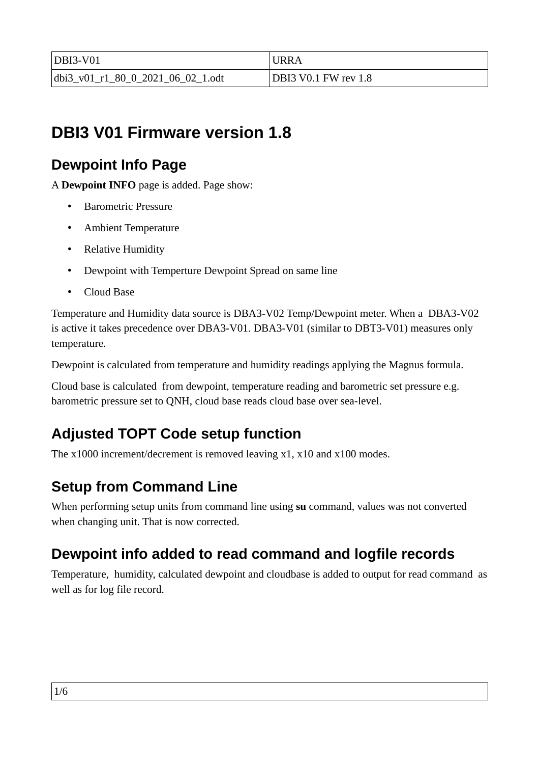| DBI3-V01 | URRA |
|---|---|
| dbi3_v01_r1_80_0_2021_06_02_1.odt | DBI3 V0.1 FW rev 1.8 |

# DBI3 V01 Firmware version 1.8

## Dewpoint Info Page

A **Dewpoint INFO** page is added. Page show:

- Barometric Pressure
- Ambient Temperature
- Relative Humidity
- Dewpoint with Temperture Dewpoint Spread on same line
- Cloud Base

Temperature and Humidity data source is DBA3-V02 Temp/Dewpoint meter. When a DBA3-V02 is active it takes precedence over DBA3-V01. DBA3-V01 (similar to DBT3-V01) measures only temperature.

Dewpoint is calculated from temperature and humidity readings applying the Magnus formula.

Cloud base is calculated from dewpoint, temperature reading and barometric set pressure e.g. barometric pressure set to QNH, cloud base reads cloud base over sea-level.

## Adjusted TOPT Code setup function

The x1000 increment/decrement is removed leaving x1, x10 and x100 modes.

## Setup from Command Line

When performing setup units from command line using **su** command, values was not converted when changing unit. That is now corrected.

## Dewpoint info added to read command and logfile records

Temperature, humidity, calculated dewpoint and cloudbase is added to output for read command as well as for log file record.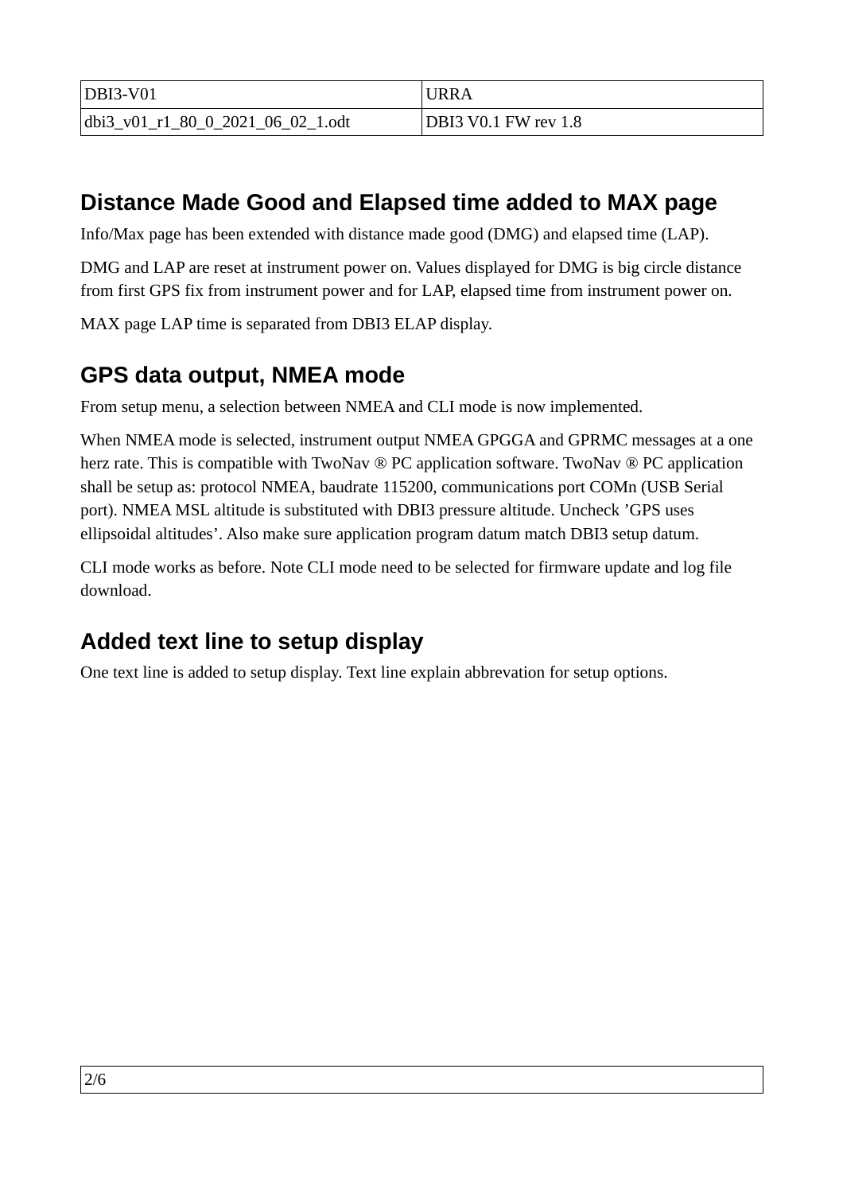## Distance Made Good and Elapsed time added to MAX page

Info/Max page has been extended with distance made good (DMG) and elapsed time (LAP).

DMG and LAP are reset at instrument power on. Values displayed for DMG is big circle distance from first GPS fix from instrument power and for LAP, elapsed time from instrument power on.

MAX page LAP time is separated from DBI3 ELAP display.

## GPS data output, NMEA mode

From setup menu, a selection between NMEA and CLI mode is now implemented.

When NMEA mode is selected, instrument output NMEA GPGGA and GPRMC messages at a one herz rate. This is compatible with TwoNav ® PC application software. TwoNav ® PC application shall be setup as: protocol NMEA, baudrate 115200, communications port COMn (USB Serial port). NMEA MSL altitude is substituted with DBI3 pressure altitude. Uncheck 'GPS uses ellipsoidal altitudes'. Also make sure application program datum match DBI3 setup datum.

CLI mode works as before. Note CLI mode need to be selected for firmware update and log file download.

## Added text line to setup display

One text line is added to setup display. Text line explain abbrevation for setup options.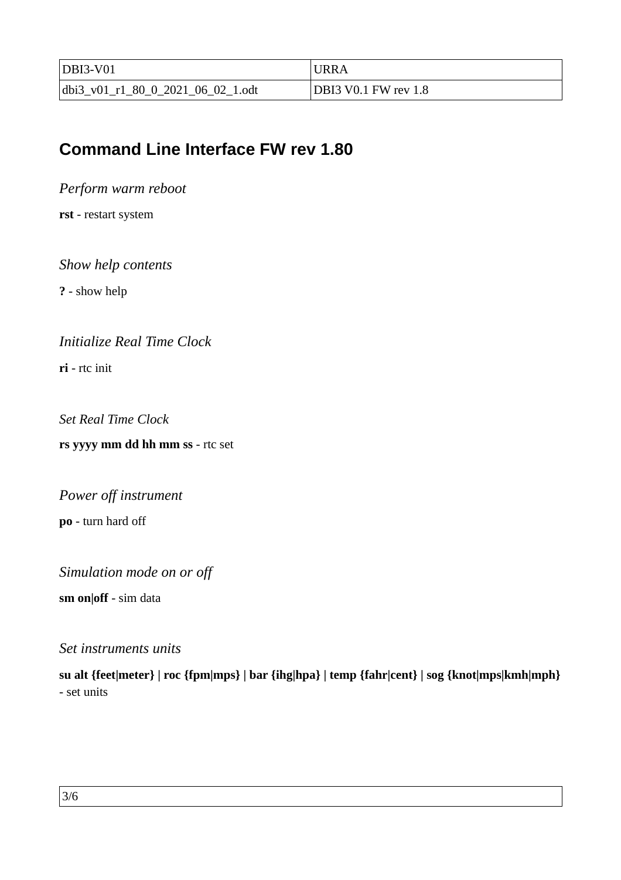## Command Line Interface FW rev 1.80

*Perform warm reboot*

**rst** - restart system

*Show help contents*

**?** - show help

*Initialize Real Time Clock*

**ri** - rtc init

*Set Real Time Clock*

**rs yyyy mm dd hh mm ss** - rtc set

*Power off instrument*

**po** - turn hard off

*Simulation mode on or off*

**sm on|off** - sim data

*Set instruments units*

**su alt {feet|meter} | roc {fpm|mps} | bar {ihg|hpa} | temp {fahr|cent} | sog {knot|mps|kmh|mph}** - set units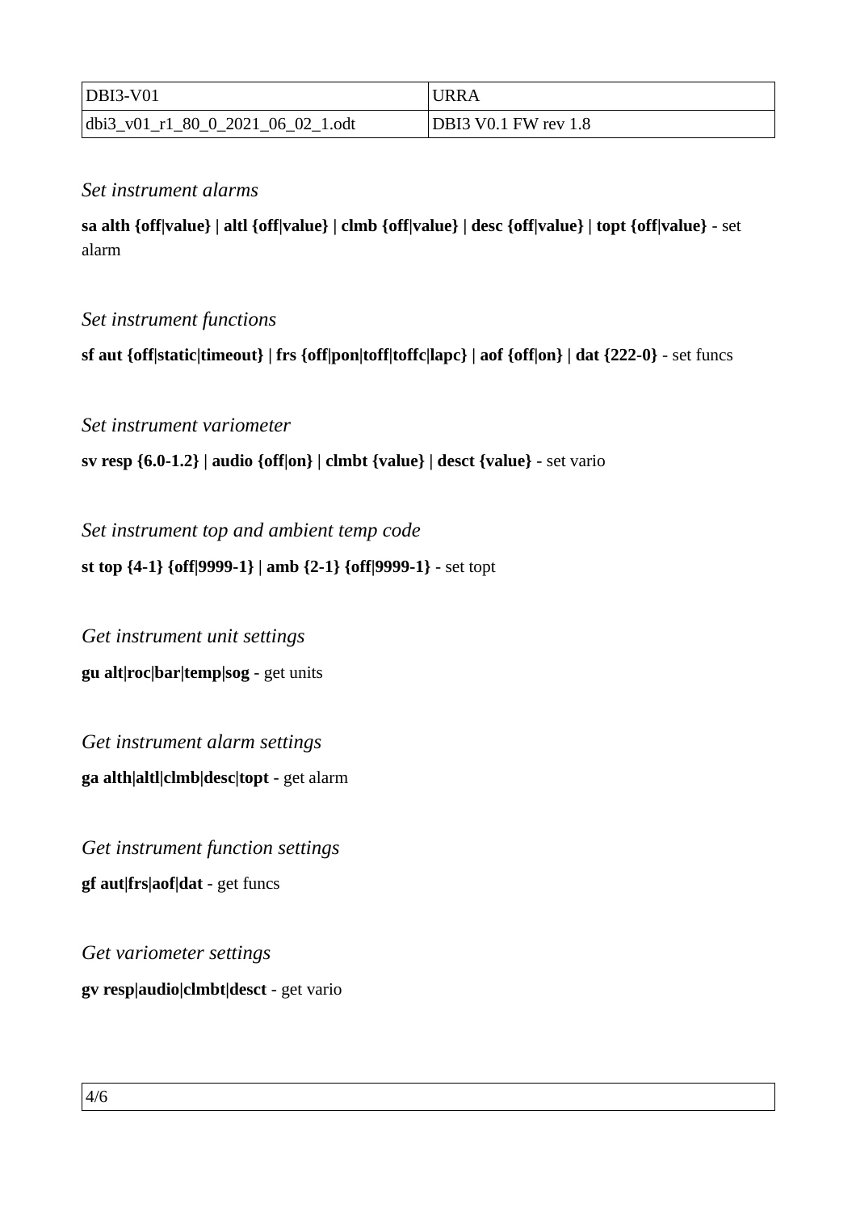*Set instrument alarms*

**sa alth {off|value} | altl {off|value} | clmb {off|value} | desc {off|value} | topt {off|value}** - set alarm

*Set instrument functions*

**sf aut {off|static|timeout} | frs {off|pon|toff|toffc|lapc} | aof {off|on} | dat {222-0}** - set funcs

*Set instrument variometer*

**sv resp {6.0-1.2} | audio {off|on} | clmbt {value} | desct {value}** - set vario

*Set instrument top and ambient temp code*

**st top {4-1} {off|9999-1} | amb {2-1} {off|9999-1}** - set topt

*Get instrument unit settings*

**gu alt|roc|bar|temp|sog** - get units

*Get instrument alarm settings*

**ga alth|altl|clmb|desc|topt** - get alarm

*Get instrument function settings*

**gf aut|frs|aof|dat** - get funcs

*Get variometer settings*

**gv resp|audio|clmbt|desct** - get vario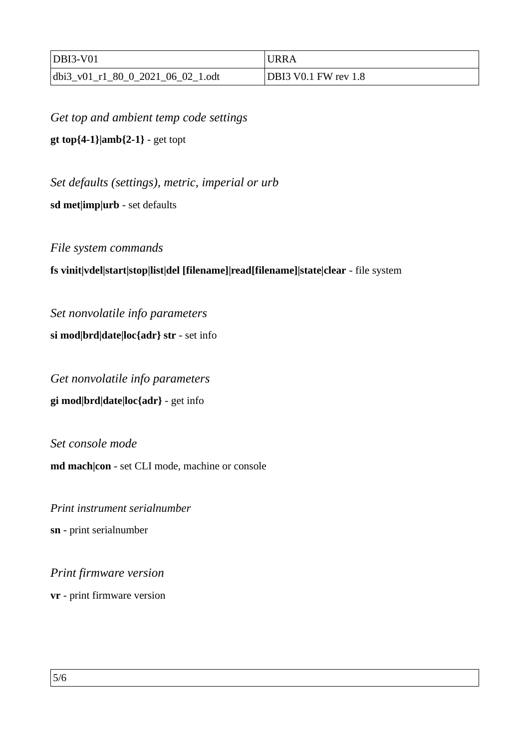*Get top and ambient temp code settings*

**gt top{4-1}|amb{2-1}** - get topt

*Set defaults (settings), metric, imperial or urb*

**sd met|imp|urb** - set defaults

*File system commands*

**fs vinit|vdel|start|stop|list|del [filename]|read[filename]|state|clear** - file system

*Set nonvolatile info parameters*

**si mod|brd|date|loc{adr} str** - set info

*Get nonvolatile info parameters*

**gi mod|brd|date|loc{adr}** - get info

*Set console mode*

**md mach|con** - set CLI mode, machine or console

*Print instrument serialnumber*

**sn** - print serialnumber

*Print firmware version*

**vr** - print firmware version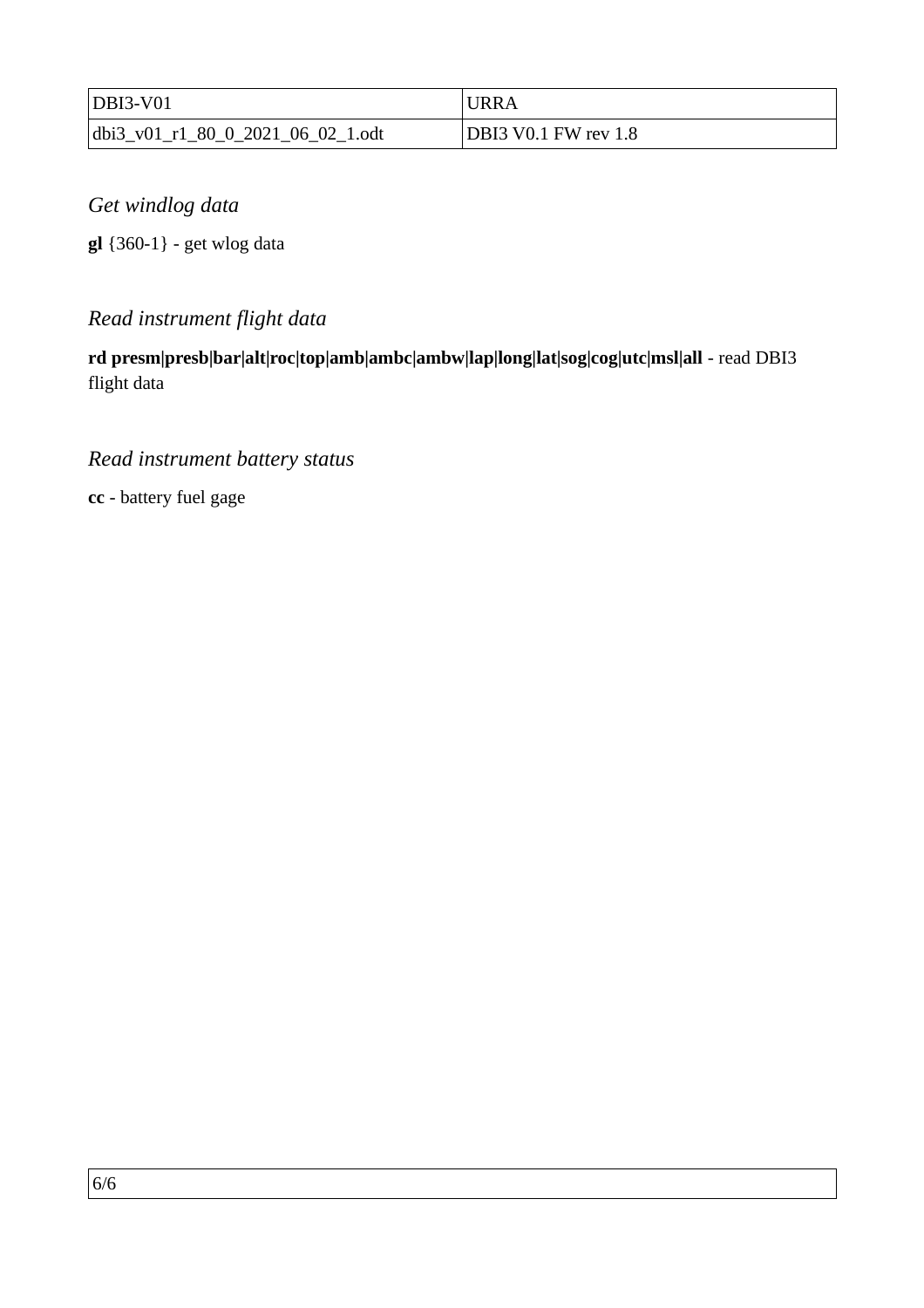*Get windlog data*

**gl** {360-1} - get wlog data

*Read instrument flight data*

**rd presm|presb|bar|alt|roc|top|amb|ambc|ambw|lap|long|lat|sog|cog|utc|msl|all** - read DBI3 flight data

*Read instrument battery status*

**cc** - battery fuel gage